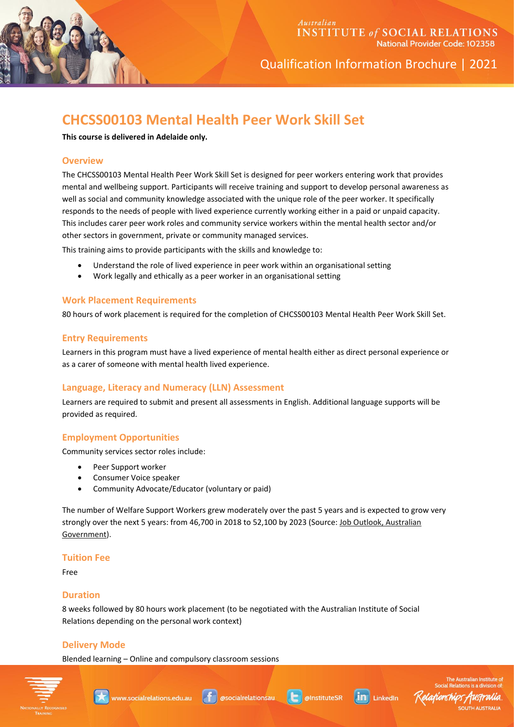Australian INSTITUTE of SOCIAL RELATIONS
National Provider Code: 102358

Qualification Information Brochure | 2021

# CHCSS00103 Mental Health Peer Work Skill Set

**This course is delivered in Adelaide only.**

## Overview

The CHCSS00103 Mental Health Peer Work Skill Set is designed for peer workers entering work that provides mental and wellbeing support. Participants will receive training and support to develop personal awareness as well as social and community knowledge associated with the unique role of the peer worker. It specifically responds to the needs of people with lived experience currently working either in a paid or unpaid capacity. This includes carer peer work roles and community service workers within the mental health sector and/or other sectors in government, private or community managed services.

This training aims to provide participants with the skills and knowledge to:

- Understand the role of lived experience in peer work within an organisational setting
- Work legally and ethically as a peer worker in an organisational setting

## Work Placement Requirements

80 hours of work placement is required for the completion of CHCSS00103 Mental Health Peer Work Skill Set.

## Entry Requirements

Learners in this program must have a lived experience of mental health either as direct personal experience or as a carer of someone with mental health lived experience.

## Language, Literacy and Numeracy (LLN) Assessment

Learners are required to submit and present all assessments in English. Additional language supports will be provided as required.

## Employment Opportunities

Community services sector roles include:

- Peer Support worker
- Consumer Voice speaker
- Community Advocate/Educator (voluntary or paid)

The number of Welfare Support Workers grew moderately over the past 5 years and is expected to grow very strongly over the next 5 years: from 46,700 in 2018 to 52,100 by 2023 (Source: Job Outlook, Australian Government).

## Tuition Fee

Free

## Duration

8 weeks followed by 80 hours work placement (to be negotiated with the Australian Institute of Social Relations depending on the personal work context)

## Delivery Mode

Blended learning – Online and compulsory classroom sessions

Nationally Recognised Training | www.socialrelations.edu.au | @socialrelationsau | @InstituteSR | LinkedIn

The Australian Institute of Social Relations is a division of: Relationships Australia South Australia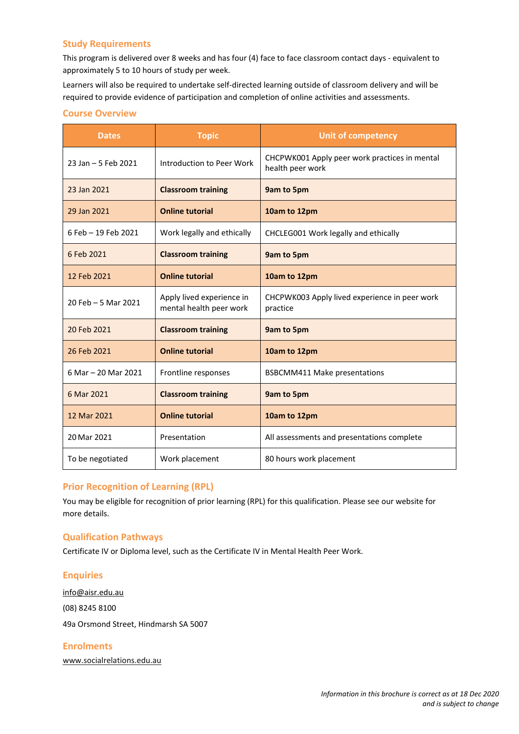## Study Requirements

This program is delivered over 8 weeks and has four (4) face to face classroom contact days - equivalent to approximately 5 to 10 hours of study per week.

Learners will also be required to undertake self-directed learning outside of classroom delivery and will be required to provide evidence of participation and completion of online activities and assessments.

## Course Overview

| Dates | Topic | Unit of competency |
|---|---|---|
| 23 Jan – 5 Feb 2021 | Introduction to Peer Work | CHCPWK001 Apply peer work practices in mental health peer work |
| 23 Jan 2021 | **Classroom training** | **9am to 5pm** |
| 29 Jan 2021 | **Online tutorial** | **10am to 12pm** |
| 6 Feb – 19 Feb 2021 | Work legally and ethically | CHCLEG001 Work legally and ethically |
| 6 Feb 2021 | **Classroom training** | **9am to 5pm** |
| 12 Feb 2021 | **Online tutorial** | **10am to 12pm** |
| 20 Feb – 5 Mar 2021 | Apply lived experience in mental health peer work | CHCPWK003 Apply lived experience in peer work practice |
| 20 Feb 2021 | **Classroom training** | **9am to 5pm** |
| 26 Feb 2021 | **Online tutorial** | **10am to 12pm** |
| 6 Mar – 20 Mar 2021 | Frontline responses | BSBCMM411 Make presentations |
| 6 Mar 2021 | **Classroom training** | **9am to 5pm** |
| 12 Mar 2021 | **Online tutorial** | **10am to 12pm** |
| 20 Mar 2021 | Presentation | All assessments and presentations complete |
| To be negotiated | Work placement | 80 hours work placement |

## Prior Recognition of Learning (RPL)

You may be eligible for recognition of prior learning (RPL) for this qualification. Please see our website for more details.

## Qualification Pathways

Certificate IV or Diploma level, such as the Certificate IV in Mental Health Peer Work.

## Enquiries

info@aisr.edu.au

(08) 8245 8100

49a Orsmond Street, Hindmarsh SA 5007

## Enrolments

www.socialrelations.edu.au

*Information in this brochure is correct as at 18 Dec 2020 and is subject to change*